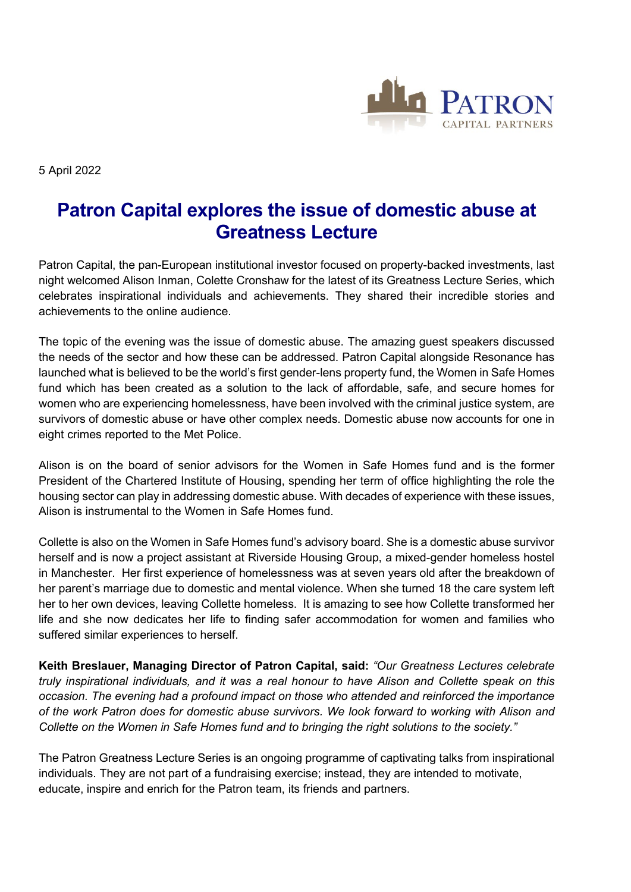5 April 2022

# Patron Capital explores the issue of domestic abuse at Greatness Lecture

Patron Capital, the pan-European institutional investor focused on property-backed investments, last night welcomed Alison Inman, Colette Cronshaw for the latest of its Greatness Lecture Series, which celebrates inspirational individuals and achievements. They shared their incredible stories and achievements to the online audience.

The topic of the evening was the issue of domestic abuse. The amazing guest speakers discussed the needs of the sector and how these can be addressed. Patron Capital alongside Resonance has launched what is believed to be the world's first gender-lens property fund, the Women in Safe Homes fund which has been created as a solution to the lack of affordable, safe, and secure homes for women who are experiencing homelessness, have been involved with the criminal justice system, are survivors of domestic abuse or have other complex needs. Domestic abuse now accounts for one in eight crimes reported to the Met Police.

Alison is on the board of senior advisors for the Women in Safe Homes fund and is the former President of the Chartered Institute of Housing, spending her term of office highlighting the role the housing sector can play in addressing domestic abuse. With decades of experience with these issues, Alison is instrumental to the Women in Safe Homes fund.

Collette is also on the Women in Safe Homes fund's advisory board. She is a domestic abuse survivor herself and is now a project assistant at Riverside Housing Group, a mixed-gender homeless hostel in Manchester. Her first experience of homelessness was at seven years old after the breakdown of her parent's marriage due to domestic and mental violence. When she turned 18 the care system left her to her own devices, leaving Collette homeless. It is amazing to see how Collette transformed her life and she now dedicates her life to finding safer accommodation for women and families who suffered similar experiences to herself.

**Keith Breslauer, Managing Director of Patron Capital, said:** *"Our Greatness Lectures celebrate truly inspirational individuals, and it was a real honour to have Alison and Collette speak on this occasion. The evening had a profound impact on those who attended and reinforced the importance of the work Patron does for domestic abuse survivors. We look forward to working with Alison and Collette on the Women in Safe Homes fund and to bringing the right solutions to the society."*

The Patron Greatness Lecture Series is an ongoing programme of captivating talks from inspirational individuals. They are not part of a fundraising exercise; instead, they are intended to motivate, educate, inspire and enrich for the Patron team, its friends and partners.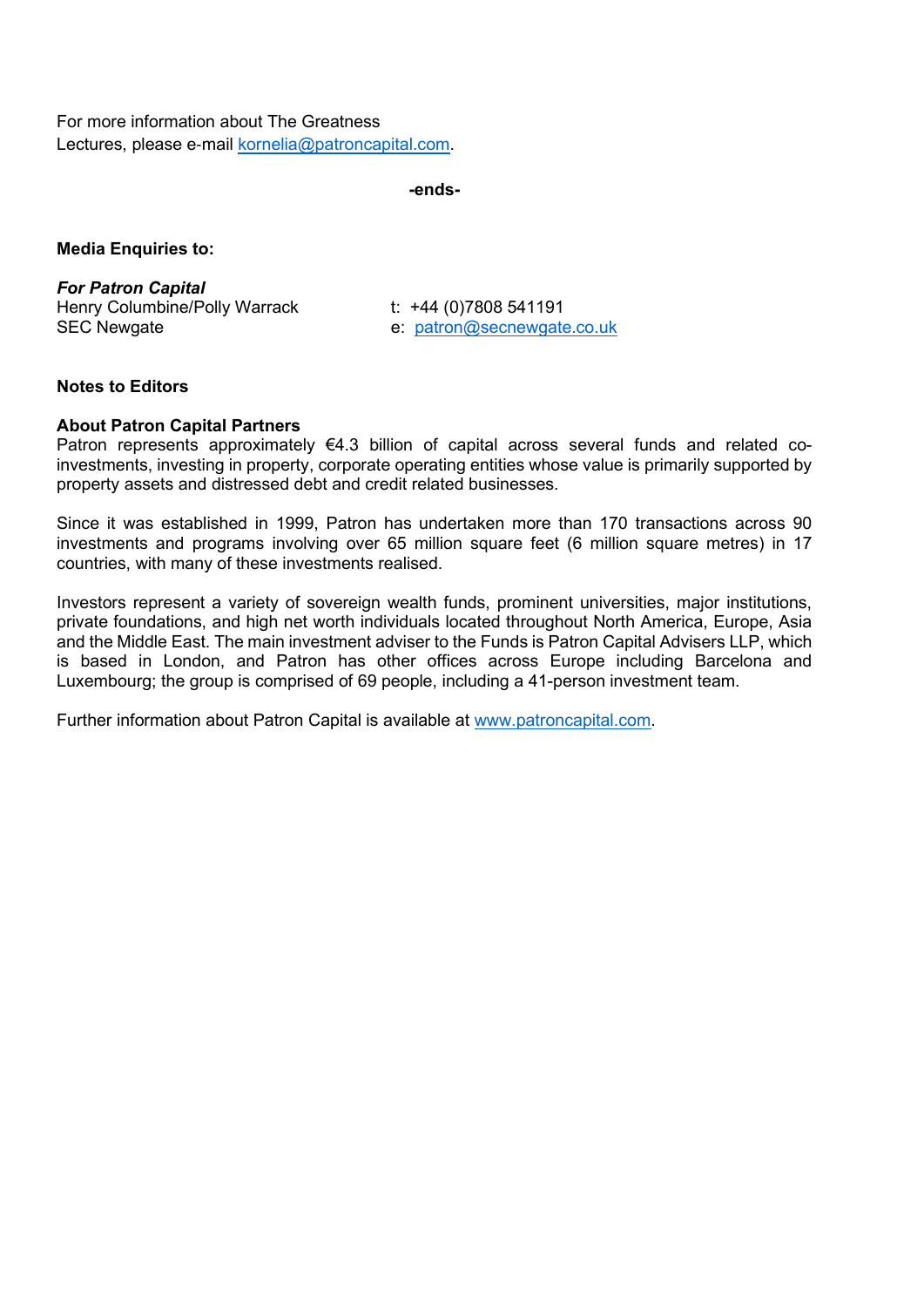For more information about The Greatness Lectures, please e-mail kornelia@patroncapital.com.

**-ends-**

**Media Enquiries to:**

***For Patron Capital***

Henry Columbine/Polly Warrack
SEC Newgate

t: +44 (0)7808 541191
e: patron@secnewgate.co.uk

**Notes to Editors**

**About Patron Capital Partners**

Patron represents approximately €4.3 billion of capital across several funds and related co-investments, investing in property, corporate operating entities whose value is primarily supported by property assets and distressed debt and credit related businesses.

Since it was established in 1999, Patron has undertaken more than 170 transactions across 90 investments and programs involving over 65 million square feet (6 million square metres) in 17 countries, with many of these investments realised.

Investors represent a variety of sovereign wealth funds, prominent universities, major institutions, private foundations, and high net worth individuals located throughout North America, Europe, Asia and the Middle East. The main investment adviser to the Funds is Patron Capital Advisers LLP, which is based in London, and Patron has other offices across Europe including Barcelona and Luxembourg; the group is comprised of 69 people, including a 41-person investment team.

Further information about Patron Capital is available at www.patroncapital.com.